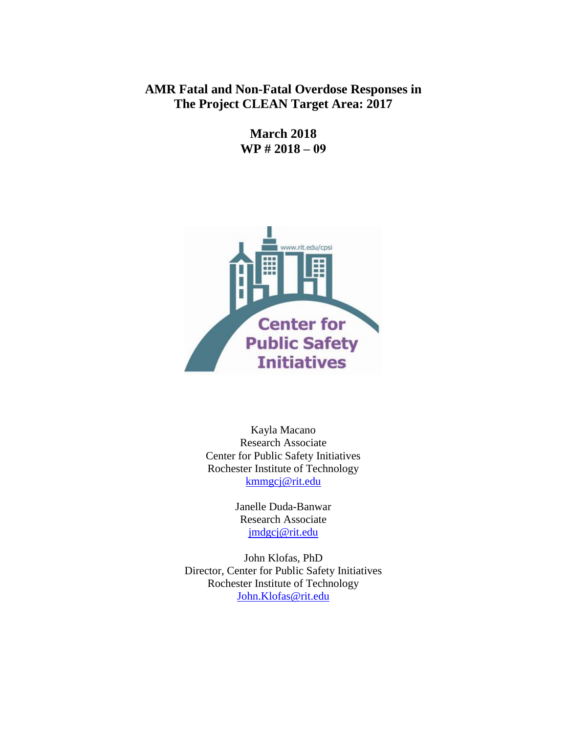# AMR Fatal and Non-Fatal Overdose Responses in The Project CLEAN Target Area: 2017

**March 2018**
**WP # 2018 – 09**

Kayla Macano
Research Associate
Center for Public Safety Initiatives
Rochester Institute of Technology
kmmgcj@rit.edu

Janelle Duda-Banwar
Research Associate
jmdgcj@rit.edu

John Klofas, PhD
Director, Center for Public Safety Initiatives
Rochester Institute of Technology
John.Klofas@rit.edu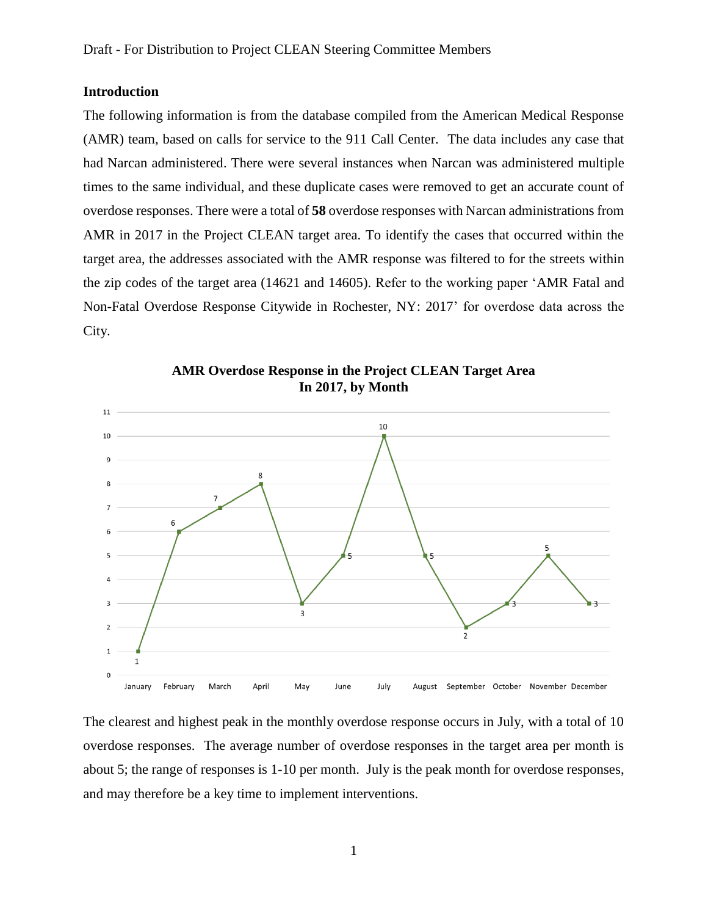## Introduction

The following information is from the database compiled from the American Medical Response (AMR) team, based on calls for service to the 911 Call Center. The data includes any case that had Narcan administered. There were several instances when Narcan was administered multiple times to the same individual, and these duplicate cases were removed to get an accurate count of overdose responses. There were a total of **58** overdose responses with Narcan administrations from AMR in 2017 in the Project CLEAN target area. To identify the cases that occurred within the target area, the addresses associated with the AMR response was filtered to for the streets within the zip codes of the target area (14621 and 14605). Refer to the working paper 'AMR Fatal and Non-Fatal Overdose Response Citywide in Rochester, NY: 2017' for overdose data across the City.

**AMR Overdose Response in the Project CLEAN Target Area In 2017, by Month**

| Month | Overdose Responses |
|---|---|
| January | 1 |
| February | 6 |
| March | 7 |
| April | 8 |
| May | 3 |
| June | 5 |
| July | 10 |
| August | 5 |
| September | 2 |
| October | 3 |
| November | 5 |
| December | 3 |

The clearest and highest peak in the monthly overdose response occurs in July, with a total of 10 overdose responses. The average number of overdose responses in the target area per month is about 5; the range of responses is 1-10 per month. July is the peak month for overdose responses, and may therefore be a key time to implement interventions.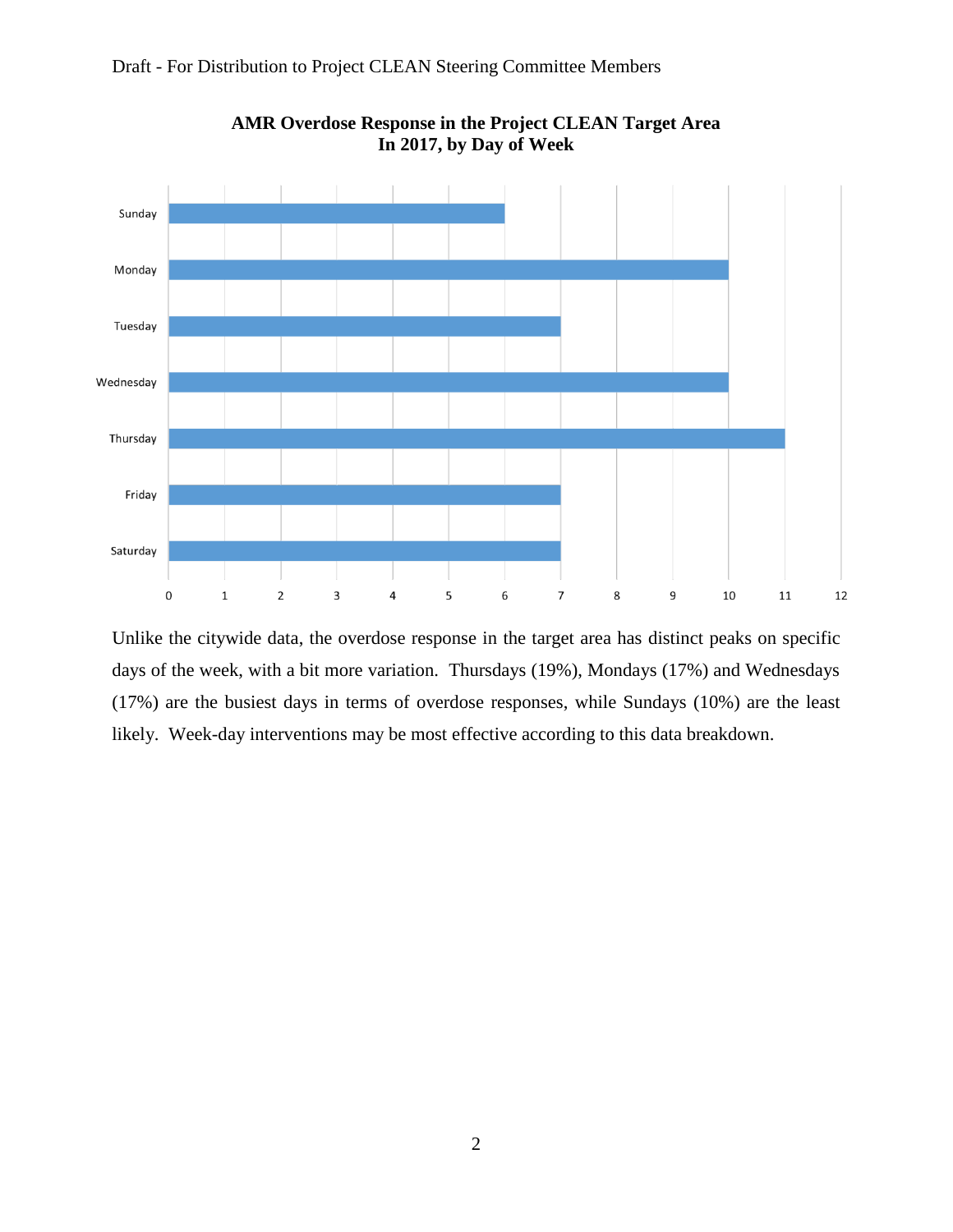**AMR Overdose Response in the Project CLEAN Target Area In 2017, by Day of Week**

| Day | Overdose Responses |
|---|---|
| Sunday | 6 |
| Monday | 10 |
| Tuesday | 7 |
| Wednesday | 10 |
| Thursday | 11 |
| Friday | 7 |
| Saturday | 7 |

Unlike the citywide data, the overdose response in the target area has distinct peaks on specific days of the week, with a bit more variation. Thursdays (19%), Mondays (17%) and Wednesdays (17%) are the busiest days in terms of overdose responses, while Sundays (10%) are the least likely. Week-day interventions may be most effective according to this data breakdown.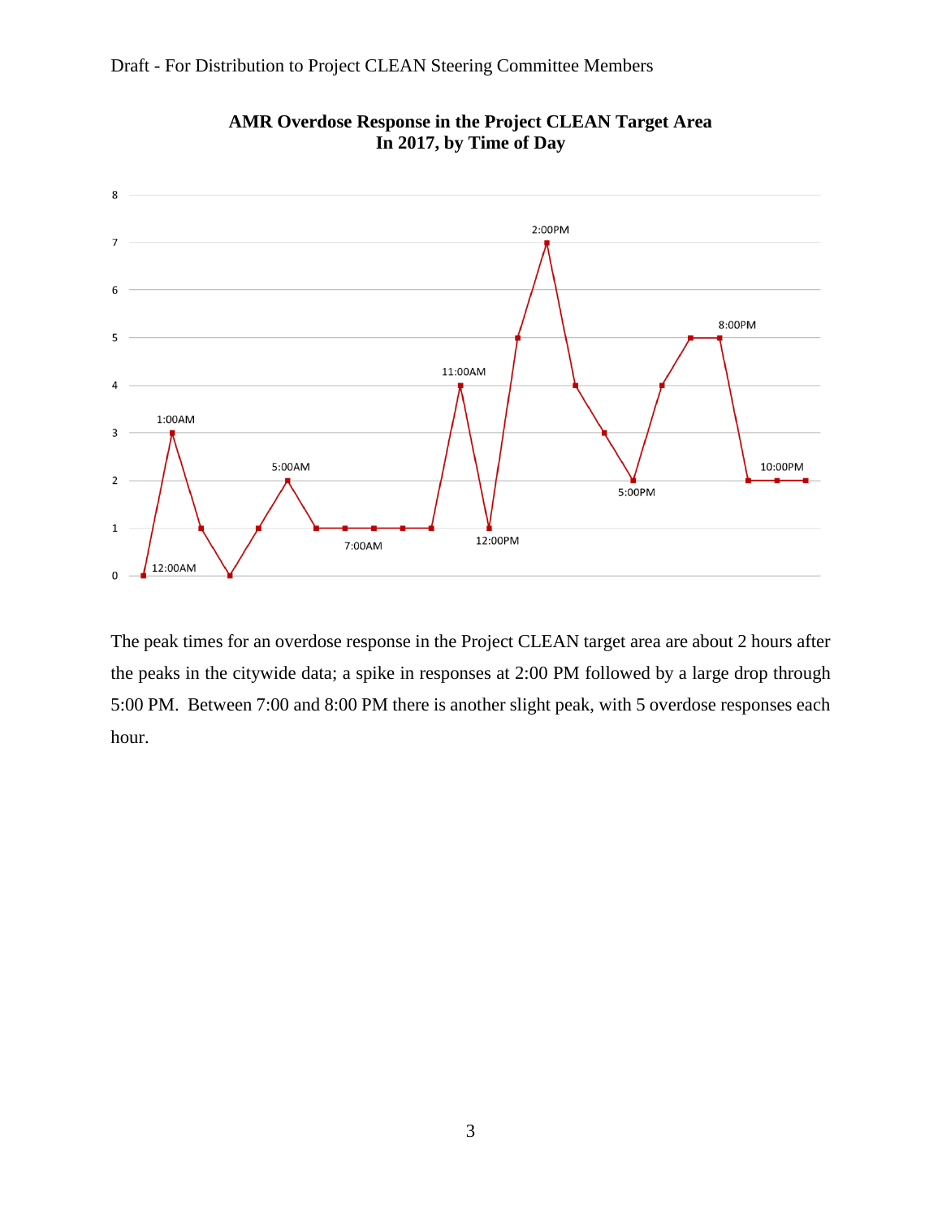**AMR Overdose Response in the Project CLEAN Target Area In 2017, by Time of Day**

The peak times for an overdose response in the Project CLEAN target area are about 2 hours after the peaks in the citywide data; a spike in responses at 2:00 PM followed by a large drop through 5:00 PM. Between 7:00 and 8:00 PM there is another slight peak, with 5 overdose responses each hour.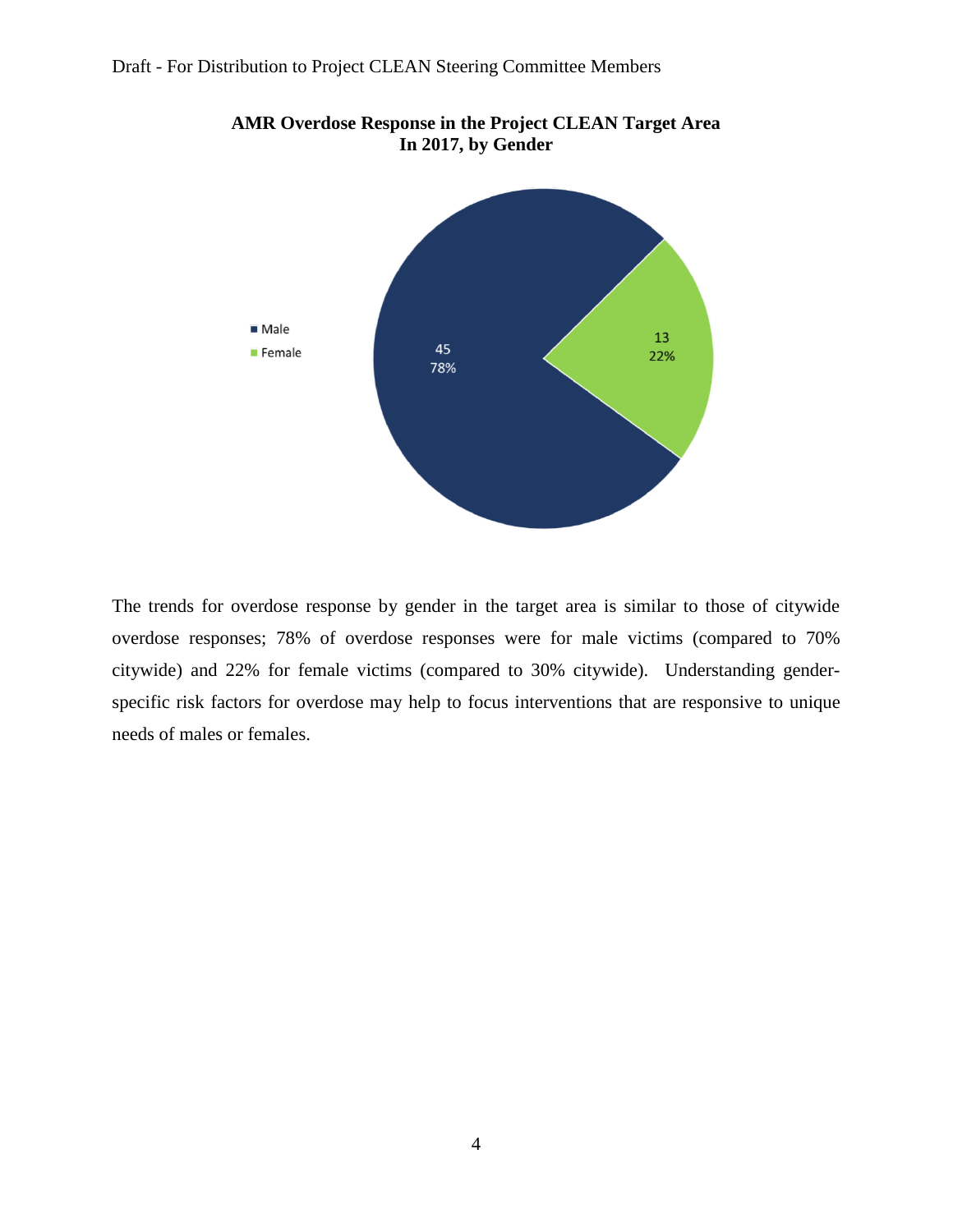**AMR Overdose Response in the Project CLEAN Target Area In 2017, by Gender**

| Gender | Count | Percent |
|---|---|---|
| Male | 45 | 78% |
| Female | 13 | 22% |

The trends for overdose response by gender in the target area is similar to those of citywide overdose responses; 78% of overdose responses were for male victims (compared to 70% citywide) and 22% for female victims (compared to 30% citywide). Understanding gender-specific risk factors for overdose may help to focus interventions that are responsive to unique needs of males or females.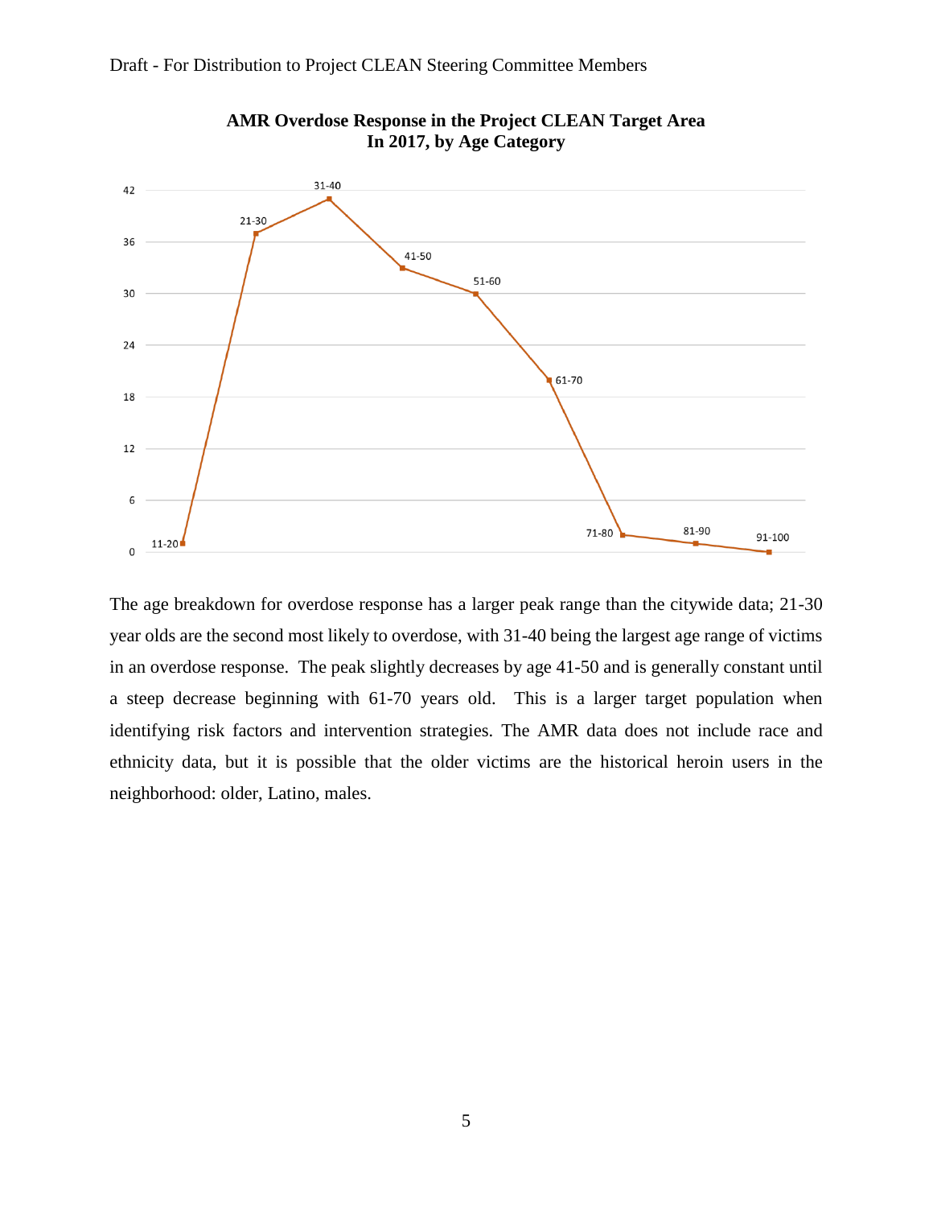**AMR Overdose Response in the Project CLEAN Target Area In 2017, by Age Category**

The age breakdown for overdose response has a larger peak range than the citywide data; 21-30 year olds are the second most likely to overdose, with 31-40 being the largest age range of victims in an overdose response. The peak slightly decreases by age 41-50 and is generally constant until a steep decrease beginning with 61-70 years old. This is a larger target population when identifying risk factors and intervention strategies. The AMR data does not include race and ethnicity data, but it is possible that the older victims are the historical heroin users in the neighborhood: older, Latino, males.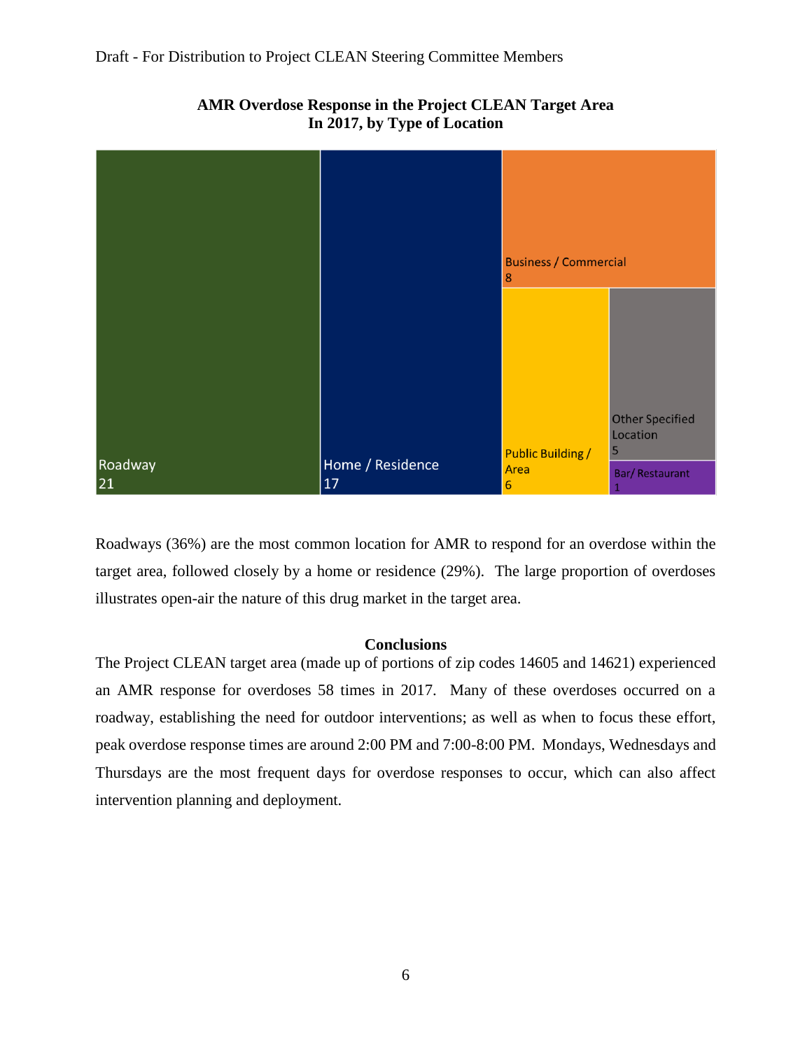**AMR Overdose Response in the Project CLEAN Target Area In 2017, by Type of Location**

Roadway
21

Home / Residence
17

Business / Commercial
8

Public Building / Area
6

Other Specified Location
5

Bar/ Restaurant
1

Roadways (36%) are the most common location for AMR to respond for an overdose within the target area, followed closely by a home or residence (29%). The large proportion of overdoses illustrates open-air the nature of this drug market in the target area.

**Conclusions**

The Project CLEAN target area (made up of portions of zip codes 14605 and 14621) experienced an AMR response for overdoses 58 times in 2017. Many of these overdoses occurred on a roadway, establishing the need for outdoor interventions; as well as when to focus these effort, peak overdose response times are around 2:00 PM and 7:00-8:00 PM. Mondays, Wednesdays and Thursdays are the most frequent days for overdose responses to occur, which can also affect intervention planning and deployment.